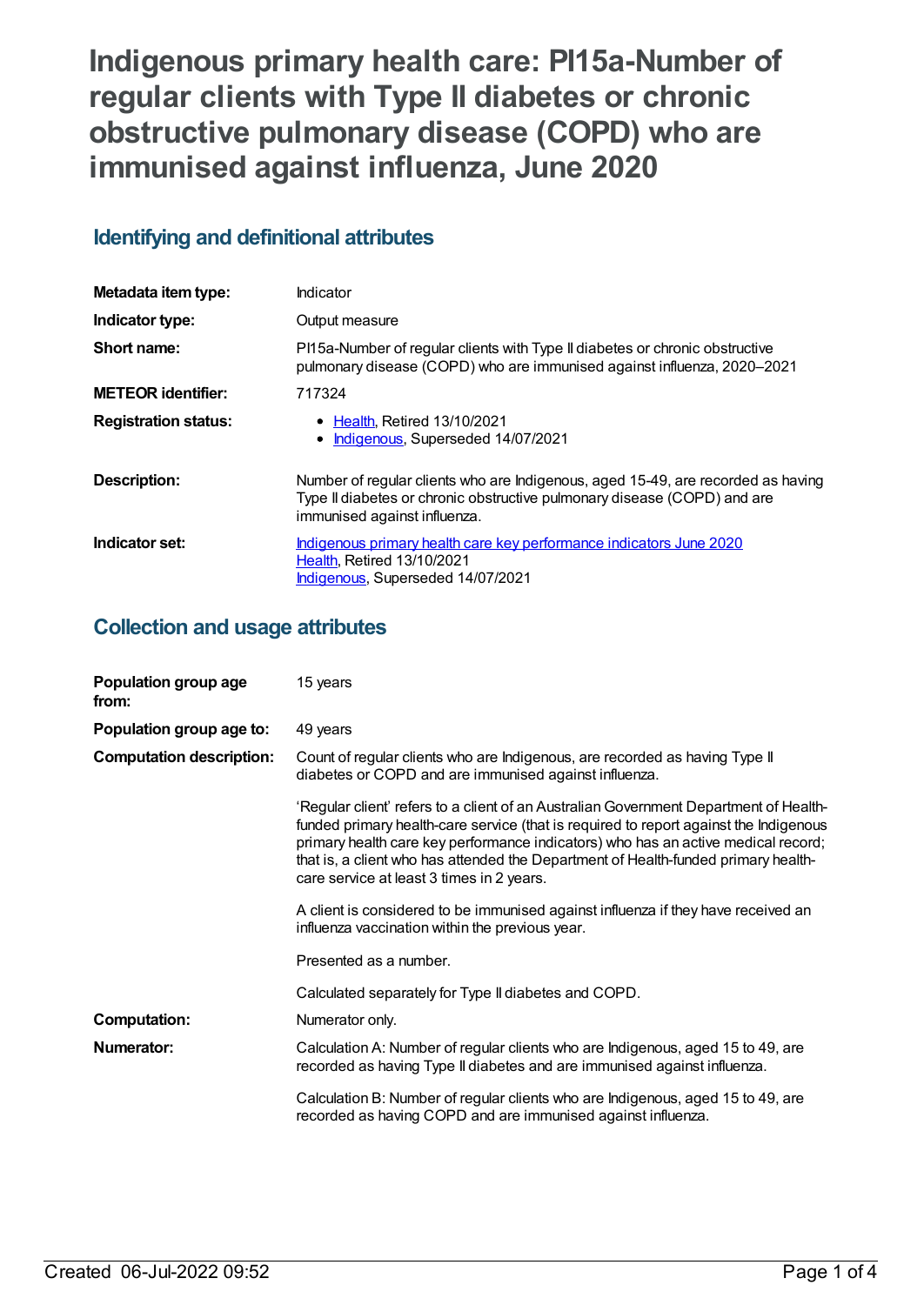# Indigenous primary health care: PI15a-Number of regular clients with Type II diabetes or chronic obstructive pulmonary disease (COPD) who are immunised against influenza, June 2020

## Identifying and definitional attributes

| | |
|---|---|
| **Metadata item type:** | Indicator |
| **Indicator type:** | Output measure |
| **Short name:** | PI15a-Number of regular clients with Type II diabetes or chronic obstructive pulmonary disease (COPD) who are immunised against influenza, 2020–2021 |
| **METEOR identifier:** | 717324 |
| **Registration status:** | • Health, Retired 13/10/2021<br>• Indigenous, Superseded 14/07/2021 |
| **Description:** | Number of regular clients who are Indigenous, aged 15-49, are recorded as having Type II diabetes or chronic obstructive pulmonary disease (COPD) and are immunised against influenza. |
| **Indicator set:** | Indigenous primary health care key performance indicators June 2020<br>Health, Retired 13/10/2021<br>Indigenous, Superseded 14/07/2021 |

## Collection and usage attributes

| | |
|---|---|
| **Population group age from:** | 15 years |
| **Population group age to:** | 49 years |
| **Computation description:** | Count of regular clients who are Indigenous, are recorded as having Type II diabetes or COPD and are immunised against influenza.<br><br>'Regular client' refers to a client of an Australian Government Department of Health-funded primary health-care service (that is required to report against the Indigenous primary health care key performance indicators) who has an active medical record; that is, a client who has attended the Department of Health-funded primary health-care service at least 3 times in 2 years.<br><br>A client is considered to be immunised against influenza if they have received an influenza vaccination within the previous year.<br><br>Presented as a number.<br><br>Calculated separately for Type II diabetes and COPD. |
| **Computation:** | Numerator only. |
| **Numerator:** | Calculation A: Number of regular clients who are Indigenous, aged 15 to 49, are recorded as having Type II diabetes and are immunised against influenza.<br><br>Calculation B: Number of regular clients who are Indigenous, aged 15 to 49, are recorded as having COPD and are immunised against influenza. |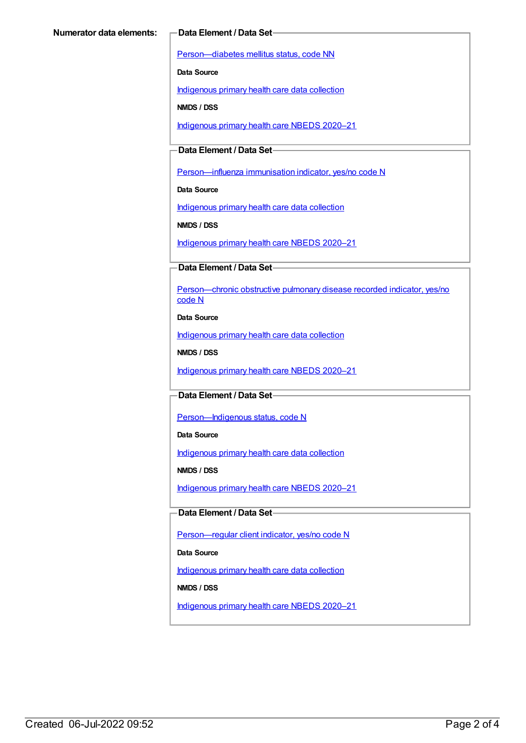**Numerator data elements:**

**Data Element / Data Set**

Person—diabetes mellitus status, code NN

**Data Source**

Indigenous primary health care data collection

**NMDS / DSS**

Indigenous primary health care NBEDS 2020–21

**Data Element / Data Set**

Person—influenza immunisation indicator, yes/no code N

**Data Source**

Indigenous primary health care data collection

**NMDS / DSS**

Indigenous primary health care NBEDS 2020–21

**Data Element / Data Set**

Person—chronic obstructive pulmonary disease recorded indicator, yes/no code N

**Data Source**

Indigenous primary health care data collection

**NMDS / DSS**

Indigenous primary health care NBEDS 2020–21

**Data Element / Data Set**

Person—Indigenous status, code N

**Data Source**

Indigenous primary health care data collection

**NMDS / DSS**

Indigenous primary health care NBEDS 2020–21

**Data Element / Data Set**

Person—regular client indicator, yes/no code N

**Data Source**

Indigenous primary health care data collection

**NMDS / DSS**

Indigenous primary health care NBEDS 2020–21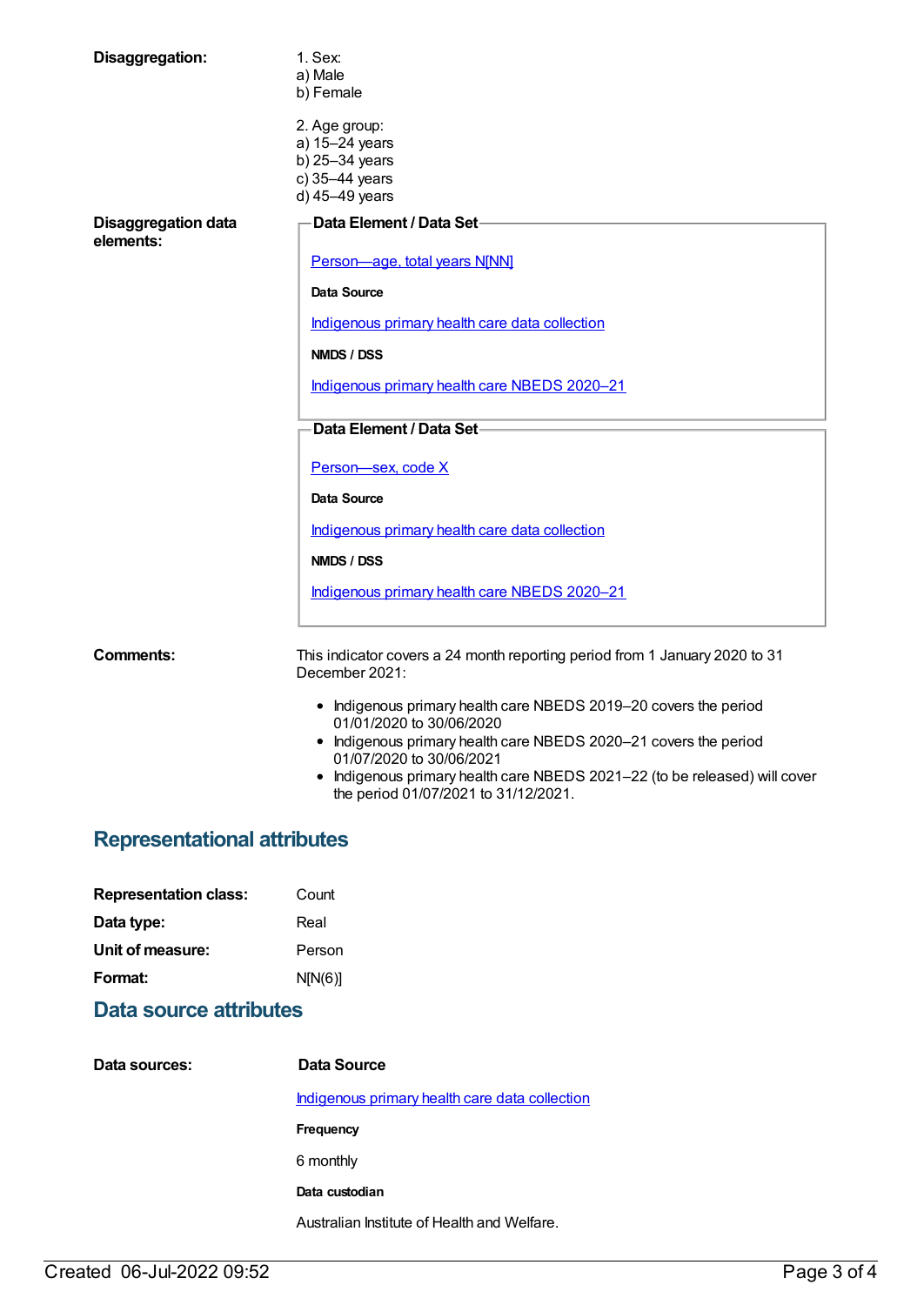**Disaggregation:**

1. Sex:
a) Male
b) Female

2. Age group:
a) 15–24 years
b) 25–34 years
c) 35–44 years
d) 45–49 years

**Disaggregation data elements:**

**Data Element / Data Set**

Person—age, total years N[NN]

**Data Source**

Indigenous primary health care data collection

**NMDS / DSS**

Indigenous primary health care NBEDS 2020–21

**Data Element / Data Set**

Person—sex, code X

**Data Source**

Indigenous primary health care data collection

**NMDS / DSS**

Indigenous primary health care NBEDS 2020–21

**Comments:**

This indicator covers a 24 month reporting period from 1 January 2020 to 31 December 2021:

- Indigenous primary health care NBEDS 2019–20 covers the period 01/01/2020 to 30/06/2020
- Indigenous primary health care NBEDS 2020–21 covers the period 01/07/2020 to 30/06/2021
- Indigenous primary health care NBEDS 2021–22 (to be released) will cover the period 01/07/2021 to 31/12/2021.

## Representational attributes

**Representation class:** Count

**Data type:** Real

**Unit of measure:** Person

**Format:** N[N(6)]

## Data source attributes

**Data sources:**

**Data Source**

Indigenous primary health care data collection

**Frequency**

6 monthly

**Data custodian**

Australian Institute of Health and Welfare.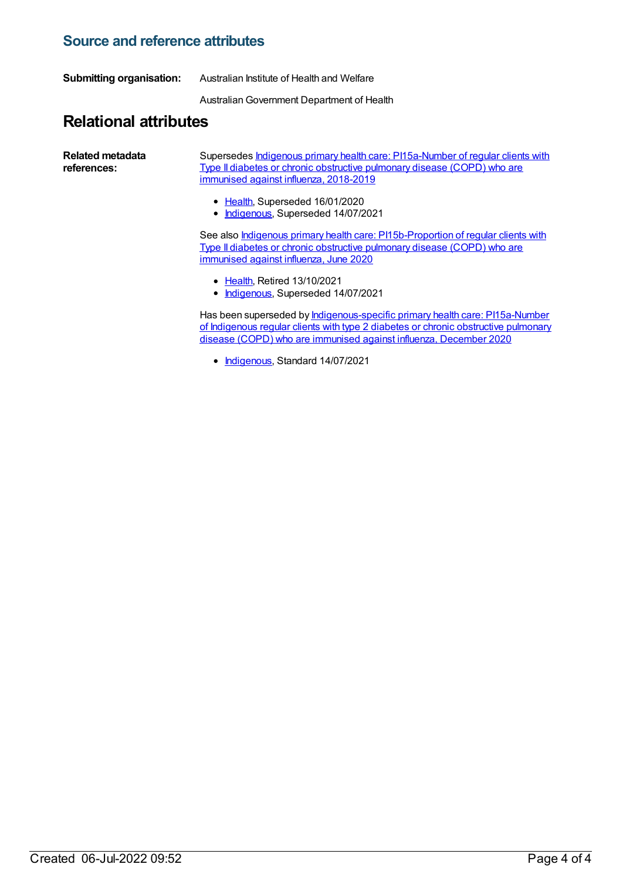## Source and reference attributes

**Submitting organisation:** Australian Institute of Health and Welfare

Australian Government Department of Health

# Relational attributes

**Related metadata references:**

Supersedes Indigenous primary health care: PI15a-Number of regular clients with Type II diabetes or chronic obstructive pulmonary disease (COPD) who are immunised against influenza, 2018-2019

- Health, Superseded 16/01/2020
- Indigenous, Superseded 14/07/2021

See also Indigenous primary health care: PI15b-Proportion of regular clients with Type II diabetes or chronic obstructive pulmonary disease (COPD) who are immunised against influenza, June 2020

- Health, Retired 13/10/2021
- Indigenous, Superseded 14/07/2021

Has been superseded by Indigenous-specific primary health care: PI15a-Number of Indigenous regular clients with type 2 diabetes or chronic obstructive pulmonary disease (COPD) who are immunised against influenza, December 2020

- Indigenous, Standard 14/07/2021